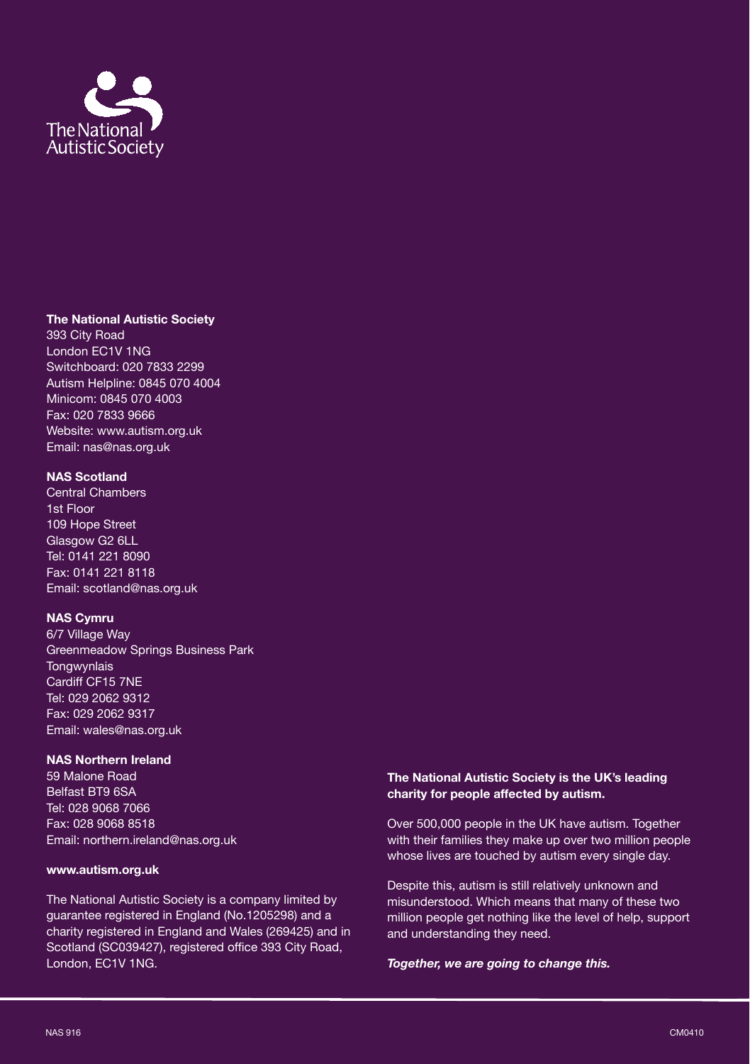The National Autistic Society

**The National Autistic Society**
393 City Road
London EC1V 1NG
Switchboard: 020 7833 2299
Autism Helpline: 0845 070 4004
Minicom: 0845 070 4003
Fax: 020 7833 9666
Website: www.autism.org.uk
Email: nas@nas.org.uk

**NAS Scotland**
Central Chambers
1st Floor
109 Hope Street
Glasgow G2 6LL
Tel: 0141 221 8090
Fax: 0141 221 8118
Email: scotland@nas.org.uk

**NAS Cymru**
6/7 Village Way
Greenmeadow Springs Business Park
Tongwynlais
Cardiff CF15 7NE
Tel: 029 2062 9312
Fax: 029 2062 9317
Email: wales@nas.org.uk

**NAS Northern Ireland**
59 Malone Road
Belfast BT9 6SA
Tel: 028 9068 7066
Fax: 028 9068 8518
Email: northern.ireland@nas.org.uk

**www.autism.org.uk**

The National Autistic Society is a company limited by guarantee registered in England (No.1205298) and a charity registered in England and Wales (269425) and in Scotland (SC039427), registered office 393 City Road, London, EC1V 1NG.

**The National Autistic Society is the UK's leading charity for people affected by autism.**

Over 500,000 people in the UK have autism. Together with their families they make up over two million people whose lives are touched by autism every single day.

Despite this, autism is still relatively unknown and misunderstood. Which means that many of these two million people get nothing like the level of help, support and understanding they need.

***Together, we are going to change this.***

NAS 916

CM0410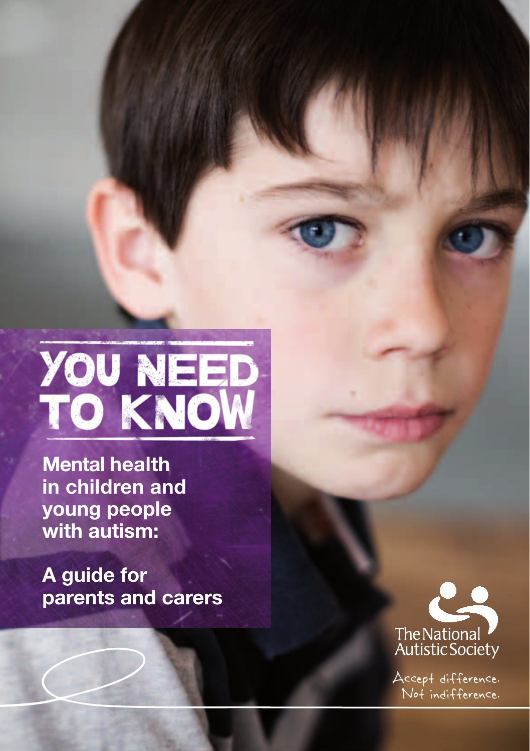# YOU NEED TO KNOW

**Mental health in children and young people with autism:**

**A guide for parents and carers**

The National Autistic Society

Accept difference. Not indifference.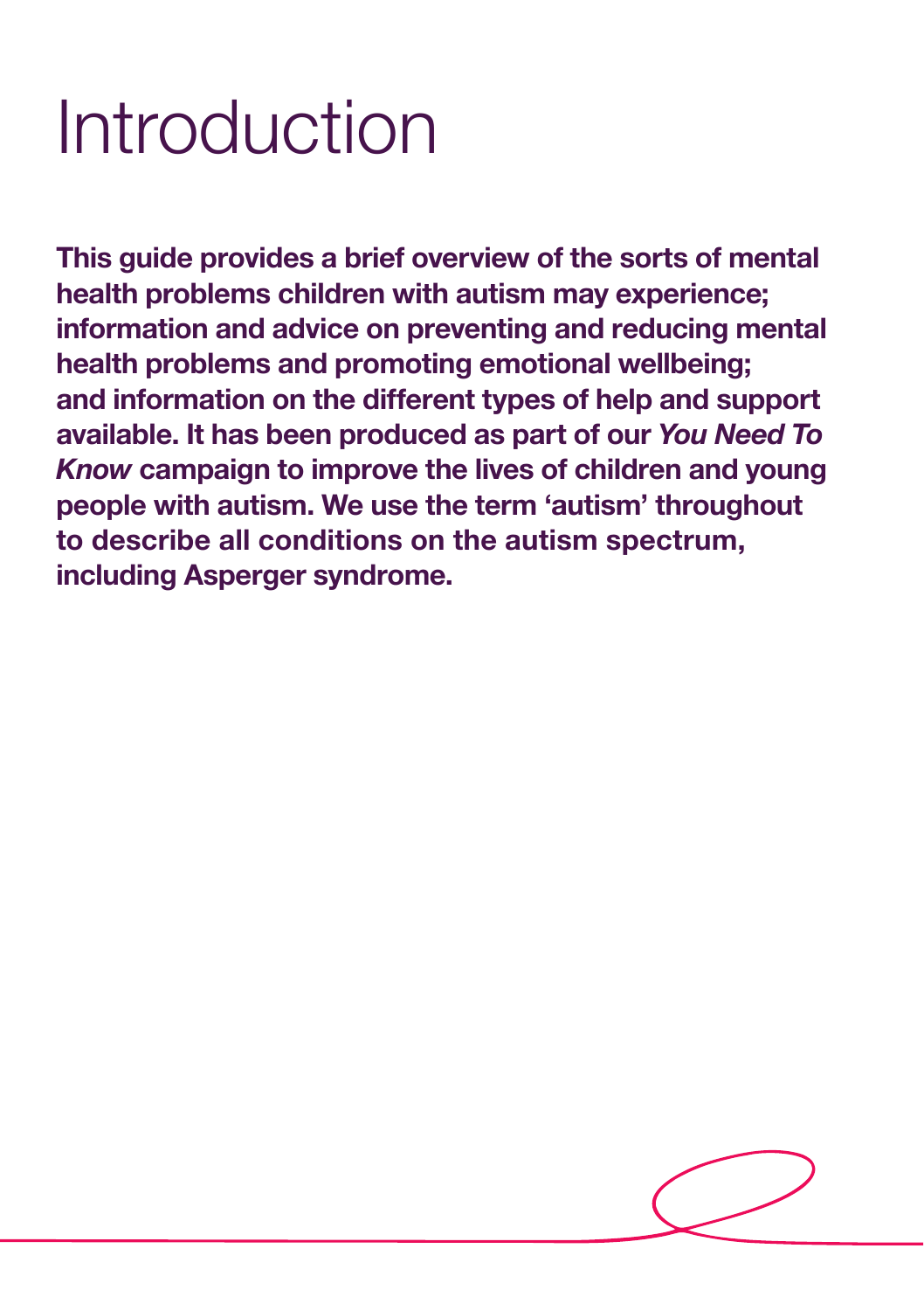# Introduction

**This guide provides a brief overview of the sorts of mental health problems children with autism may experience; information and advice on preventing and reducing mental health problems and promoting emotional wellbeing; and information on the different types of help and support available. It has been produced as part of our *You Need To Know* campaign to improve the lives of children and young people with autism. We use the term 'autism' throughout to describe all conditions on the autism spectrum, including Asperger syndrome.**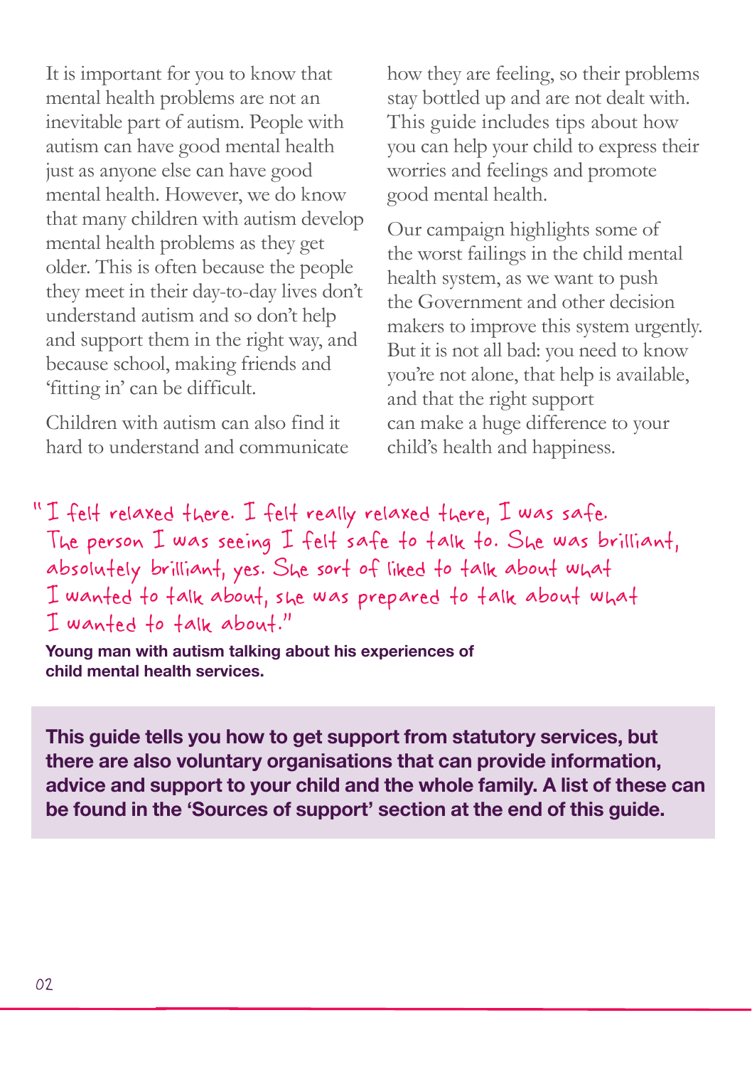It is important for you to know that mental health problems are not an inevitable part of autism. People with autism can have good mental health just as anyone else can have good mental health. However, we do know that many children with autism develop mental health problems as they get older. This is often because the people they meet in their day-to-day lives don't understand autism and so don't help and support them in the right way, and because school, making friends and 'fitting in' can be difficult.

Children with autism can also find it hard to understand and communicate how they are feeling, so their problems stay bottled up and are not dealt with. This guide includes tips about how you can help your child to express their worries and feelings and promote good mental health.

Our campaign highlights some of the worst failings in the child mental health system, as we want to push the Government and other decision makers to improve this system urgently. But it is not all bad: you need to know you're not alone, that help is available, and that the right support can make a huge difference to your child's health and happiness.

"I felt relaxed there. I felt really relaxed there, I was safe. The person I was seeing I felt safe to talk to. She was brilliant, absolutely brilliant, yes. She sort of liked to talk about what I wanted to talk about, she was prepared to talk about what I wanted to talk about."

**Young man with autism talking about his experiences of child mental health services.**

**This guide tells you how to get support from statutory services, but there are also voluntary organisations that can provide information, advice and support to your child and the whole family. A list of these can be found in the 'Sources of support' section at the end of this guide.**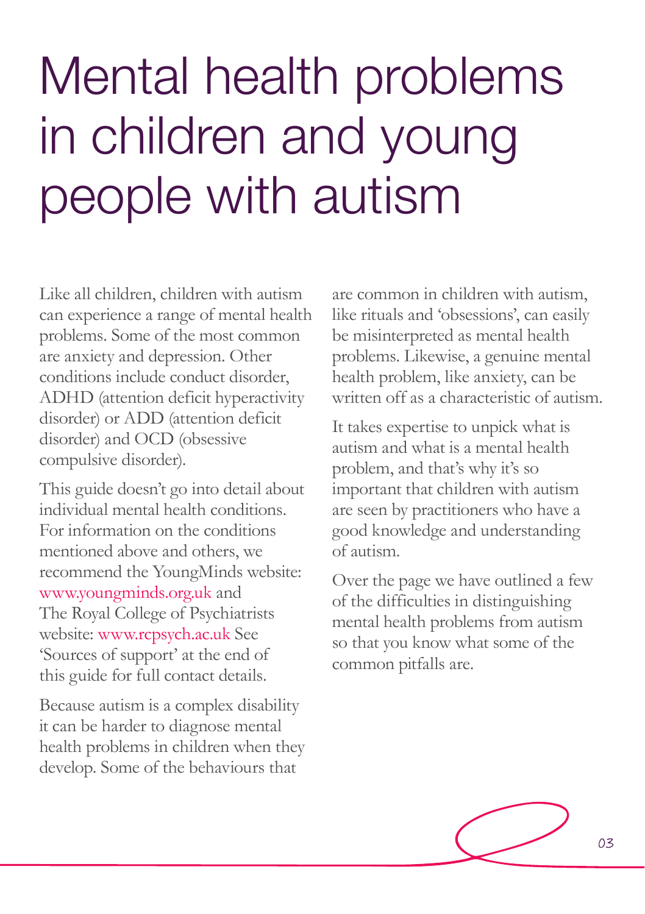# Mental health problems in children and young people with autism

Like all children, children with autism can experience a range of mental health problems. Some of the most common are anxiety and depression. Other conditions include conduct disorder, ADHD (attention deficit hyperactivity disorder) or ADD (attention deficit disorder) and OCD (obsessive compulsive disorder).

This guide doesn't go into detail about individual mental health conditions. For information on the conditions mentioned above and others, we recommend the YoungMinds website: www.youngminds.org.uk and The Royal College of Psychiatrists website: www.rcpsych.ac.uk See 'Sources of support' at the end of this guide for full contact details.

Because autism is a complex disability it can be harder to diagnose mental health problems in children when they develop. Some of the behaviours that are common in children with autism, like rituals and 'obsessions', can easily be misinterpreted as mental health problems. Likewise, a genuine mental health problem, like anxiety, can be written off as a characteristic of autism.

It takes expertise to unpick what is autism and what is a mental health problem, and that's why it's so important that children with autism are seen by practitioners who have a good knowledge and understanding of autism.

Over the page we have outlined a few of the difficulties in distinguishing mental health problems from autism so that you know what some of the common pitfalls are.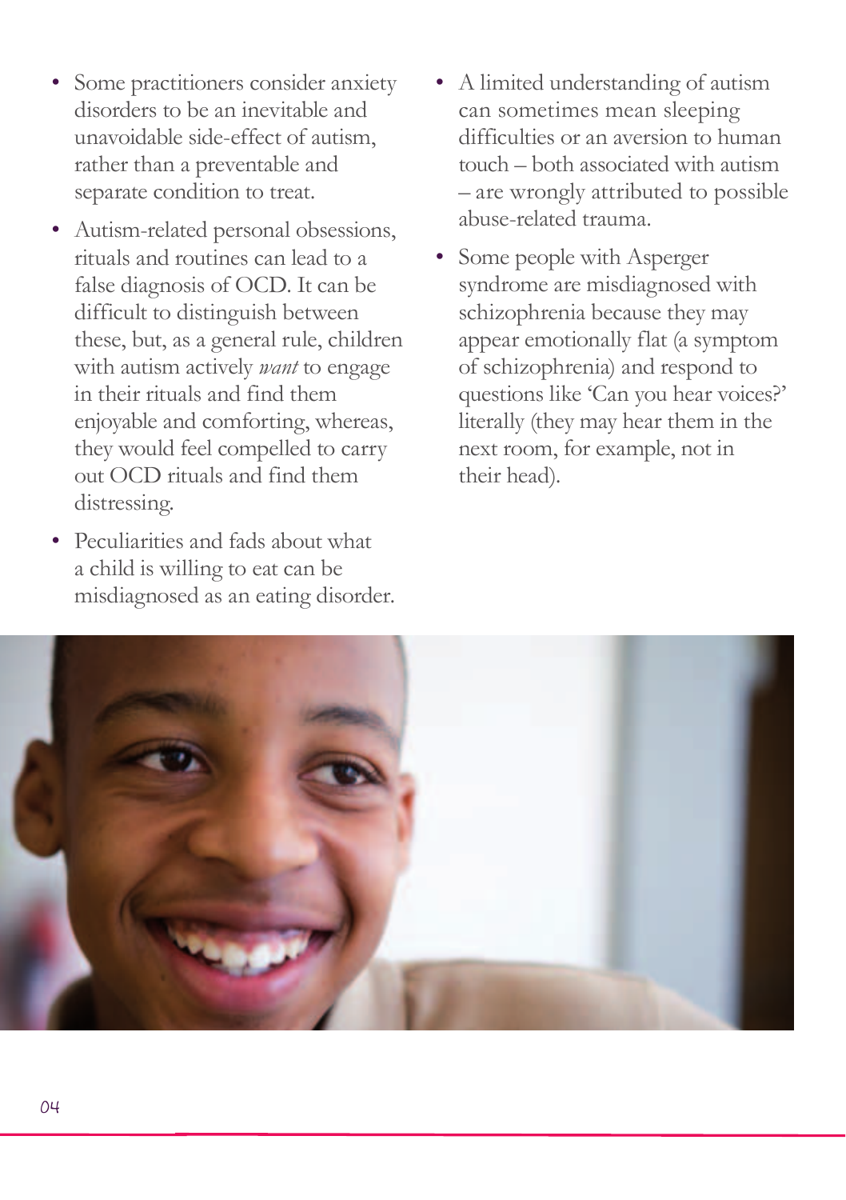- Some practitioners consider anxiety disorders to be an inevitable and unavoidable side-effect of autism, rather than a preventable and separate condition to treat.
- Autism-related personal obsessions, rituals and routines can lead to a false diagnosis of OCD. It can be difficult to distinguish between these, but, as a general rule, children with autism actively *want* to engage in their rituals and find them enjoyable and comforting, whereas, they would feel compelled to carry out OCD rituals and find them distressing.
- Peculiarities and fads about what a child is willing to eat can be misdiagnosed as an eating disorder.
- A limited understanding of autism can sometimes mean sleeping difficulties or an aversion to human touch – both associated with autism – are wrongly attributed to possible abuse-related trauma.
- Some people with Asperger syndrome are misdiagnosed with schizophrenia because they may appear emotionally flat (a symptom of schizophrenia) and respond to questions like 'Can you hear voices?' literally (they may hear them in the next room, for example, not in their head).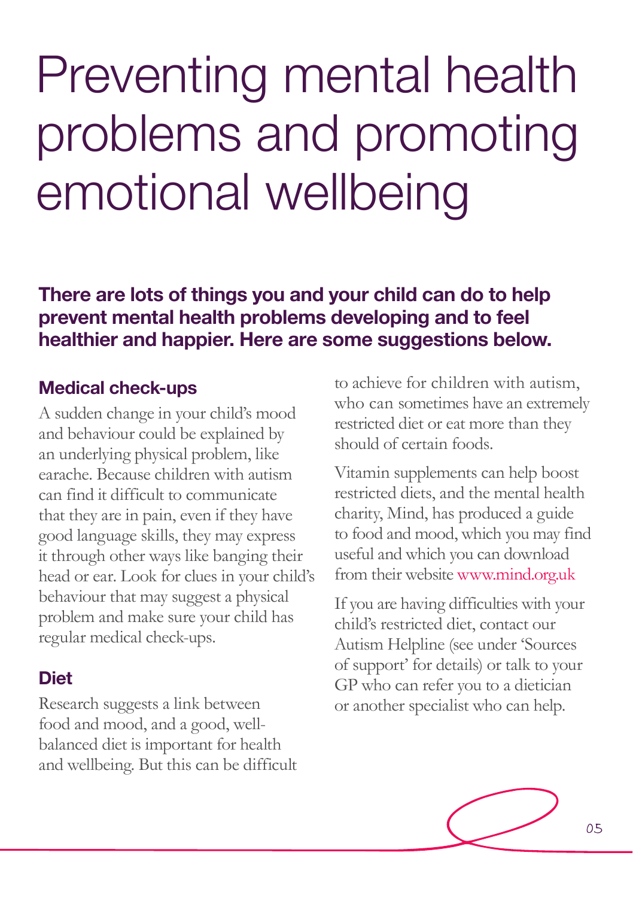# Preventing mental health problems and promoting emotional wellbeing

**There are lots of things you and your child can do to help prevent mental health problems developing and to feel healthier and happier. Here are some suggestions below.**

### Medical check-ups

A sudden change in your child's mood and behaviour could be explained by an underlying physical problem, like earache. Because children with autism can find it difficult to communicate that they are in pain, even if they have good language skills, they may express it through other ways like banging their head or ear. Look for clues in your child's behaviour that may suggest a physical problem and make sure your child has regular medical check-ups.

### Diet

Research suggests a link between food and mood, and a good, well-balanced diet is important for health and wellbeing. But this can be difficult to achieve for children with autism, who can sometimes have an extremely restricted diet or eat more than they should of certain foods.

Vitamin supplements can help boost restricted diets, and the mental health charity, Mind, has produced a guide to food and mood, which you may find useful and which you can download from their website www.mind.org.uk

If you are having difficulties with your child's restricted diet, contact our Autism Helpline (see under 'Sources of support' for details) or talk to your GP who can refer you to a dietician or another specialist who can help.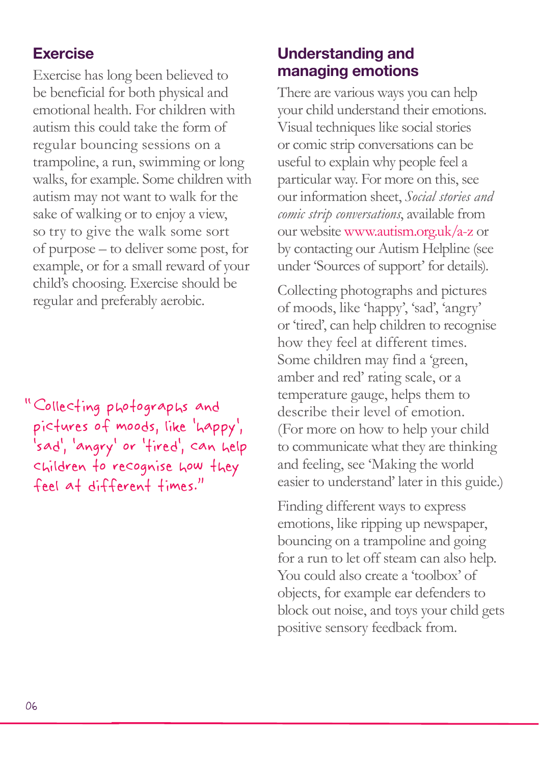## Exercise

Exercise has long been believed to be beneficial for both physical and emotional health. For children with autism this could take the form of regular bouncing sessions on a trampoline, a run, swimming or long walks, for example. Some children with autism may not want to walk for the sake of walking or to enjoy a view, so try to give the walk some sort of purpose – to deliver some post, for example, or for a small reward of your child's choosing. Exercise should be regular and preferably aerobic.

"Collecting photographs and pictures of moods, like 'happy', 'sad', 'angry' or 'tired', can help children to recognise how they feel at different times."

## Understanding and managing emotions

There are various ways you can help your child understand their emotions. Visual techniques like social stories or comic strip conversations can be useful to explain why people feel a particular way. For more on this, see our information sheet, *Social stories and comic strip conversations*, available from our website www.autism.org.uk/a-z or by contacting our Autism Helpline (see under 'Sources of support' for details).

Collecting photographs and pictures of moods, like 'happy', 'sad', 'angry' or 'tired', can help children to recognise how they feel at different times. Some children may find a 'green, amber and red' rating scale, or a temperature gauge, helps them to describe their level of emotion. (For more on how to help your child to communicate what they are thinking and feeling, see 'Making the world easier to understand' later in this guide.)

Finding different ways to express emotions, like ripping up newspaper, bouncing on a trampoline and going for a run to let off steam can also help. You could also create a 'toolbox' of objects, for example ear defenders to block out noise, and toys your child gets positive sensory feedback from.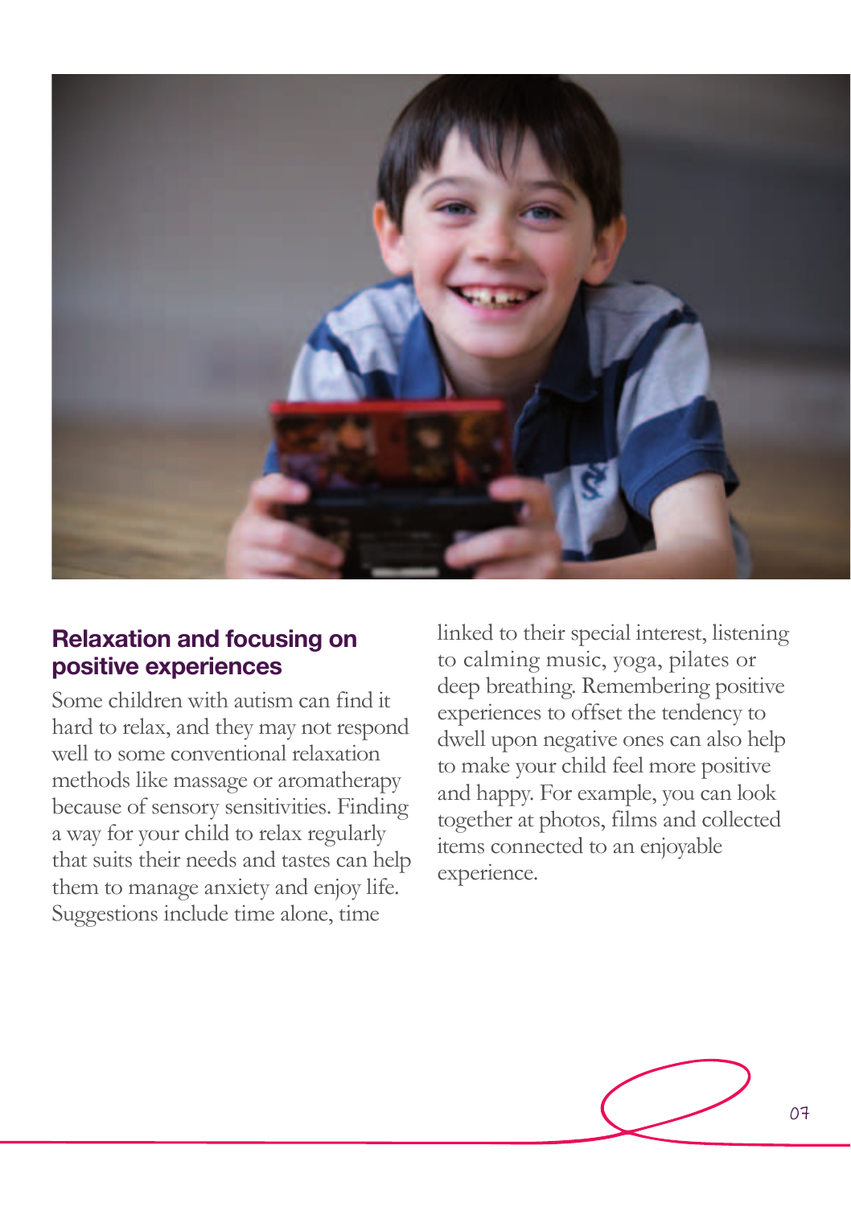## Relaxation and focusing on positive experiences

Some children with autism can find it hard to relax, and they may not respond well to some conventional relaxation methods like massage or aromatherapy because of sensory sensitivities. Finding a way for your child to relax regularly that suits their needs and tastes can help them to manage anxiety and enjoy life. Suggestions include time alone, time linked to their special interest, listening to calming music, yoga, pilates or deep breathing. Remembering positive experiences to offset the tendency to dwell upon negative ones can also help to make your child feel more positive and happy. For example, you can look together at photos, films and collected items connected to an enjoyable experience.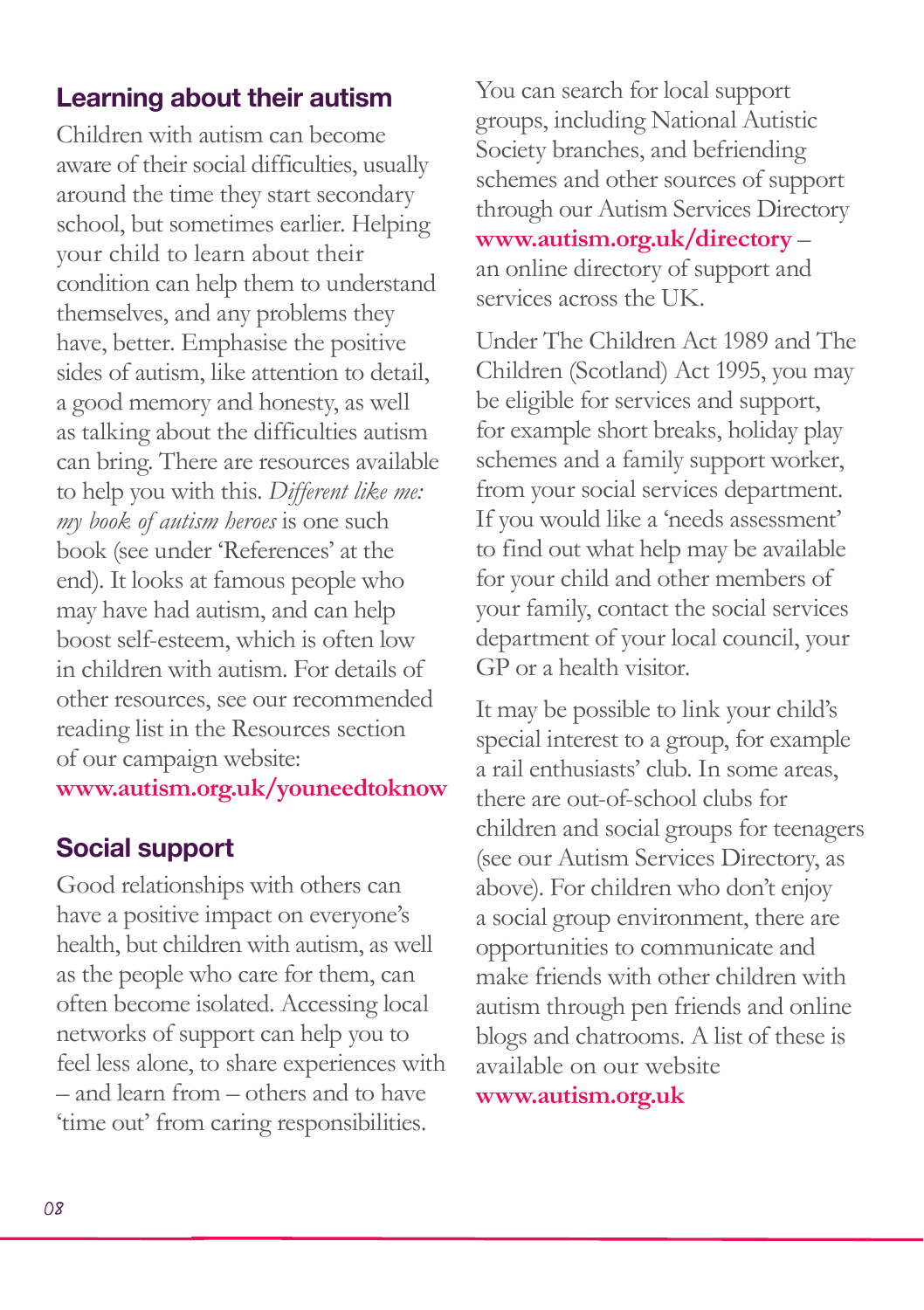## Learning about their autism

Children with autism can become aware of their social difficulties, usually around the time they start secondary school, but sometimes earlier. Helping your child to learn about their condition can help them to understand themselves, and any problems they have, better. Emphasise the positive sides of autism, like attention to detail, a good memory and honesty, as well as talking about the difficulties autism can bring. There are resources available to help you with this. *Different like me: my book of autism heroes* is one such book (see under 'References' at the end). It looks at famous people who may have had autism, and can help boost self-esteem, which is often low in children with autism. For details of other resources, see our recommended reading list in the Resources section of our campaign website: **www.autism.org.uk/youneedtoknow**

## Social support

Good relationships with others can have a positive impact on everyone's health, but children with autism, as well as the people who care for them, can often become isolated. Accessing local networks of support can help you to feel less alone, to share experiences with – and learn from – others and to have 'time out' from caring responsibilities.

You can search for local support groups, including National Autistic Society branches, and befriending schemes and other sources of support through our Autism Services Directory **www.autism.org.uk/directory** – an online directory of support and services across the UK.

Under The Children Act 1989 and The Children (Scotland) Act 1995, you may be eligible for services and support, for example short breaks, holiday play schemes and a family support worker, from your social services department. If you would like a 'needs assessment' to find out what help may be available for your child and other members of your family, contact the social services department of your local council, your GP or a health visitor.

It may be possible to link your child's special interest to a group, for example a rail enthusiasts' club. In some areas, there are out-of-school clubs for children and social groups for teenagers (see our Autism Services Directory, as above). For children who don't enjoy a social group environment, there are opportunities to communicate and make friends with other children with autism through pen friends and online blogs and chatrooms. A list of these is available on our website **www.autism.org.uk**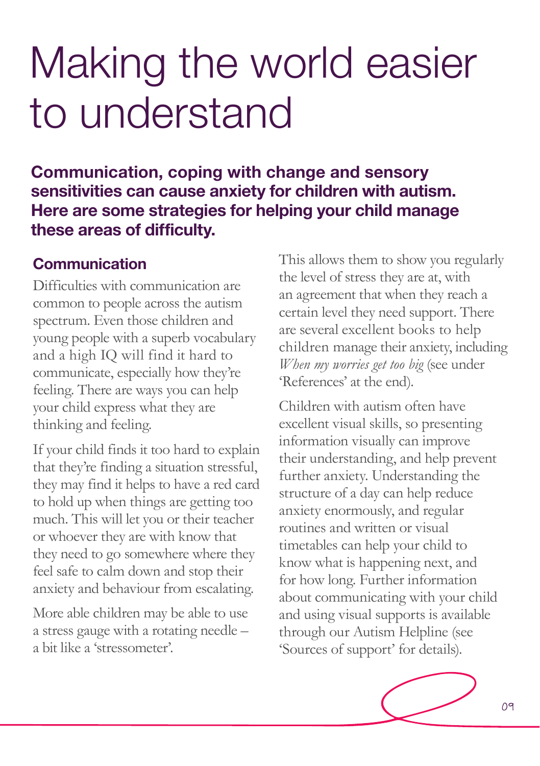# Making the world easier to understand

**Communication, coping with change and sensory sensitivities can cause anxiety for children with autism. Here are some strategies for helping your child manage these areas of difficulty.**

## Communication

Difficulties with communication are common to people across the autism spectrum. Even those children and young people with a superb vocabulary and a high IQ will find it hard to communicate, especially how they're feeling. There are ways you can help your child express what they are thinking and feeling.

If your child finds it too hard to explain that they're finding a situation stressful, they may find it helps to have a red card to hold up when things are getting too much. This will let you or their teacher or whoever they are with know that they need to go somewhere where they feel safe to calm down and stop their anxiety and behaviour from escalating.

More able children may be able to use a stress gauge with a rotating needle – a bit like a 'stressometer'. This allows them to show you regularly the level of stress they are at, with an agreement that when they reach a certain level they need support. There are several excellent books to help children manage their anxiety, including *When my worries get too big* (see under 'References' at the end).

Children with autism often have excellent visual skills, so presenting information visually can improve their understanding, and help prevent further anxiety. Understanding the structure of a day can help reduce anxiety enormously, and regular routines and written or visual timetables can help your child to know what is happening next, and for how long. Further information about communicating with your child and using visual supports is available through our Autism Helpline (see 'Sources of support' for details).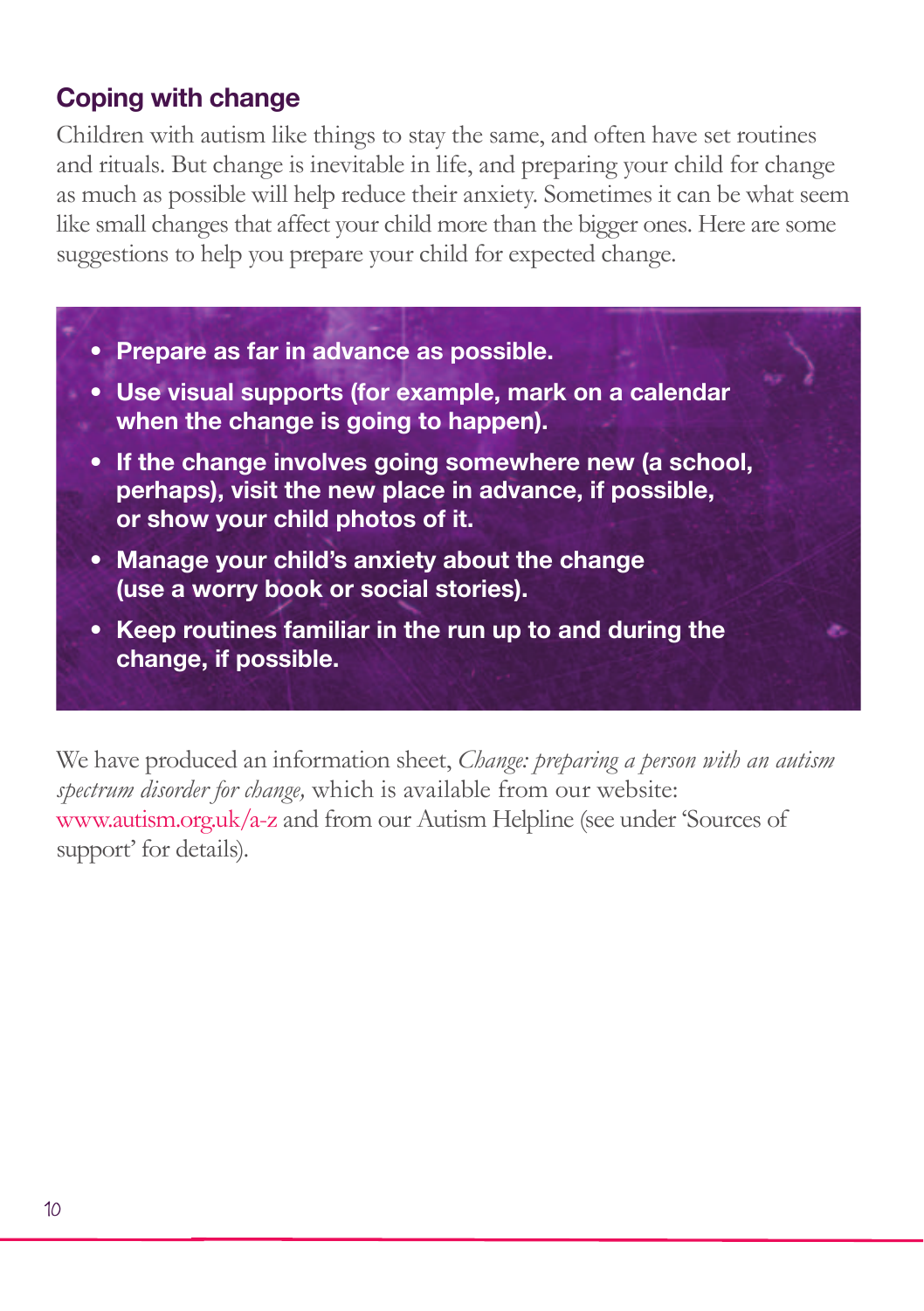## Coping with change

Children with autism like things to stay the same, and often have set routines and rituals. But change is inevitable in life, and preparing your child for change as much as possible will help reduce their anxiety. Sometimes it can be what seem like small changes that affect your child more than the bigger ones. Here are some suggestions to help you prepare your child for expected change.

- **Prepare as far in advance as possible.**
- **Use visual supports (for example, mark on a calendar when the change is going to happen).**
- **If the change involves going somewhere new (a school, perhaps), visit the new place in advance, if possible, or show your child photos of it.**
- **Manage your child's anxiety about the change (use a worry book or social stories).**
- **Keep routines familiar in the run up to and during the change, if possible.**

We have produced an information sheet, *Change: preparing a person with an autism spectrum disorder for change,* which is available from our website: www.autism.org.uk/a-z and from our Autism Helpline (see under 'Sources of support' for details).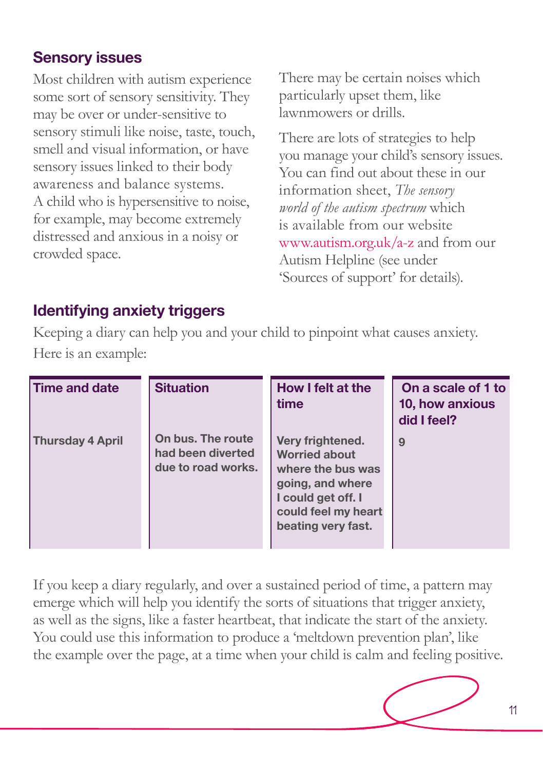## Sensory issues

Most children with autism experience some sort of sensory sensitivity. They may be over or under-sensitive to sensory stimuli like noise, taste, touch, smell and visual information, or have sensory issues linked to their body awareness and balance systems. A child who is hypersensitive to noise, for example, may become extremely distressed and anxious in a noisy or crowded space.

There may be certain noises which particularly upset them, like lawnmowers or drills.

There are lots of strategies to help you manage your child's sensory issues. You can find out about these in our information sheet, *The sensory world of the autism spectrum* which is available from our website www.autism.org.uk/a-z and from our Autism Helpline (see under 'Sources of support' for details).

## Identifying anxiety triggers

Keeping a diary can help you and your child to pinpoint what causes anxiety. Here is an example:

| Time and date | Situation | How I felt at the time | On a scale of 1 to 10, how anxious did I feel? |
|---|---|---|---|
| Thursday 4 April | On bus. The route had been diverted due to road works. | Very frightened. Worried about where the bus was going, and where I could get off. I could feel my heart beating very fast. | 9 |

If you keep a diary regularly, and over a sustained period of time, a pattern may emerge which will help you identify the sorts of situations that trigger anxiety, as well as the signs, like a faster heartbeat, that indicate the start of the anxiety. You could use this information to produce a 'meltdown prevention plan', like the example over the page, at a time when your child is calm and feeling positive.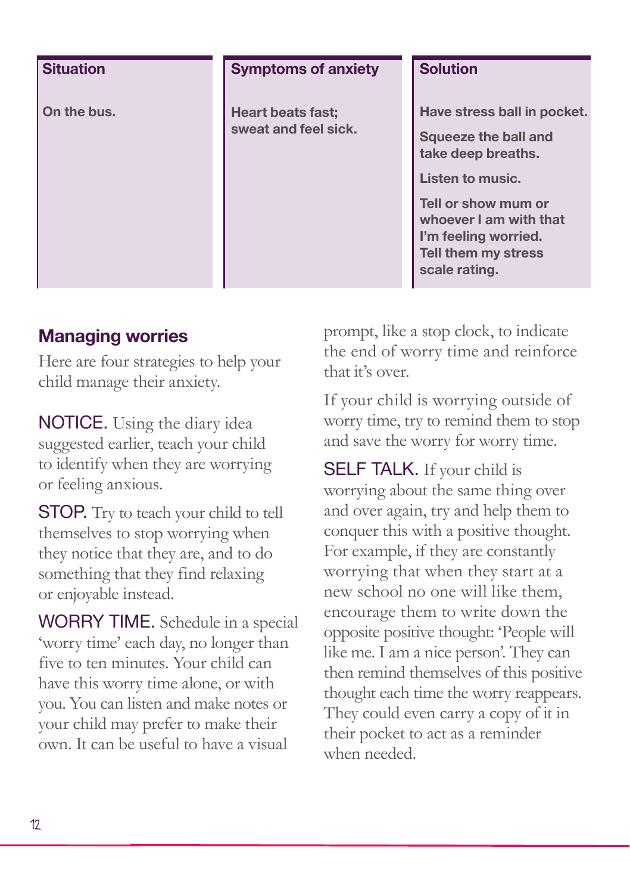| Situation | Symptoms of anxiety | Solution |
|---|---|---|
| On the bus. | Heart beats fast; sweat and feel sick. | Have stress ball in pocket.<br>Squeeze the ball and take deep breaths.<br>Listen to music.<br>Tell or show mum or whoever I am with that I'm feeling worried. Tell them my stress scale rating. |

## Managing worries

Here are four strategies to help your child manage their anxiety.

NOTICE. Using the diary idea suggested earlier, teach your child to identify when they are worrying or feeling anxious.

STOP. Try to teach your child to tell themselves to stop worrying when they notice that they are, and to do something that they find relaxing or enjoyable instead.

WORRY TIME. Schedule in a special 'worry time' each day, no longer than five to ten minutes. Your child can have this worry time alone, or with you. You can listen and make notes or your child may prefer to make their own. It can be useful to have a visual prompt, like a stop clock, to indicate the end of worry time and reinforce that it's over.

If your child is worrying outside of worry time, try to remind them to stop and save the worry for worry time.

SELF TALK. If your child is worrying about the same thing over and over again, try and help them to conquer this with a positive thought. For example, if they are constantly worrying that when they start at a new school no one will like them, encourage them to write down the opposite positive thought: 'People will like me. I am a nice person'. They can then remind themselves of this positive thought each time the worry reappears. They could even carry a copy of it in their pocket to act as a reminder when needed.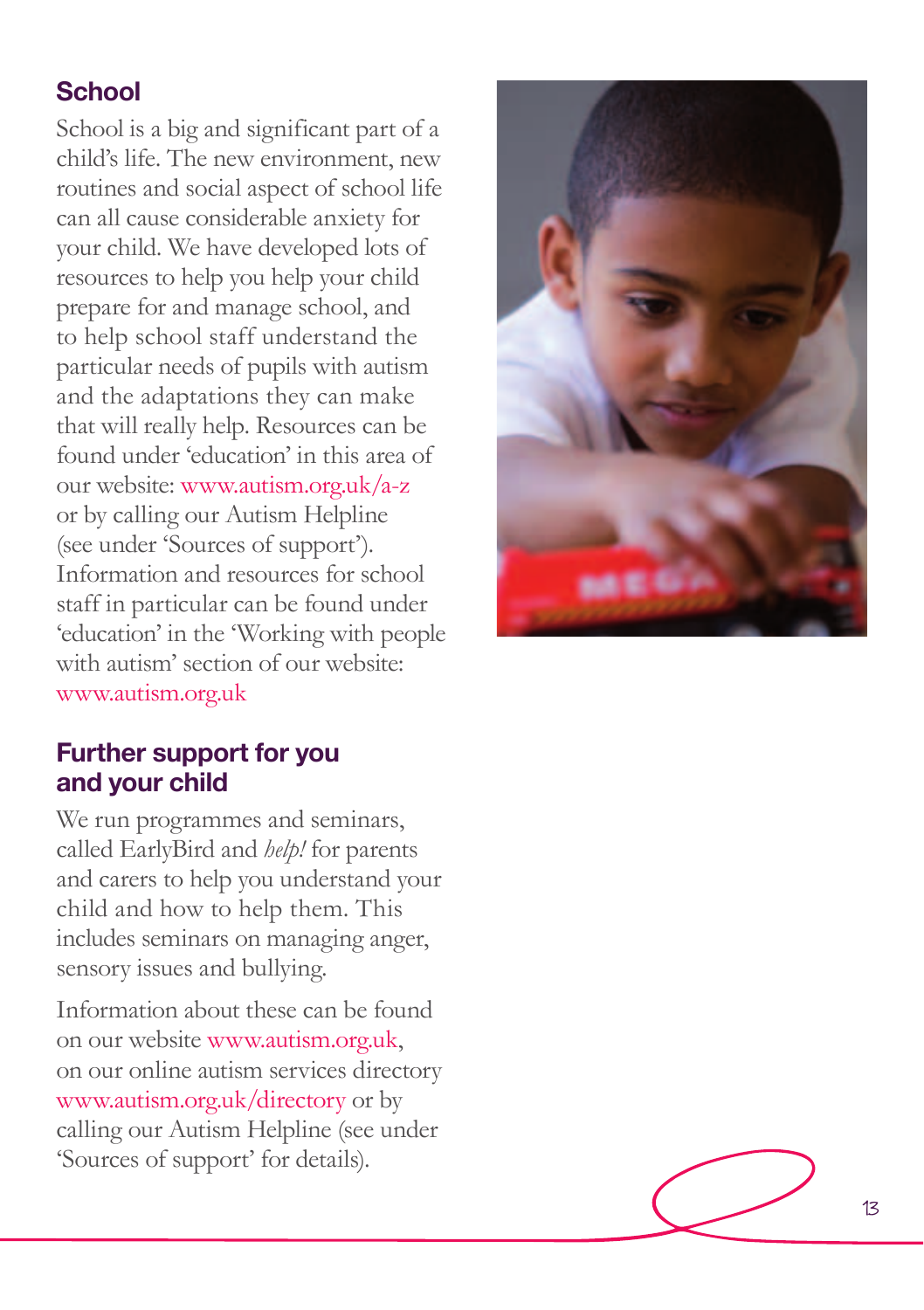## School

School is a big and significant part of a child's life. The new environment, new routines and social aspect of school life can all cause considerable anxiety for your child. We have developed lots of resources to help you help your child prepare for and manage school, and to help school staff understand the particular needs of pupils with autism and the adaptations they can make that will really help. Resources can be found under 'education' in this area of our website: www.autism.org.uk/a-z or by calling our Autism Helpline (see under 'Sources of support'). Information and resources for school staff in particular can be found under 'education' in the 'Working with people with autism' section of our website: www.autism.org.uk

## Further support for you and your child

We run programmes and seminars, called EarlyBird and *help!* for parents and carers to help you understand your child and how to help them. This includes seminars on managing anger, sensory issues and bullying.

Information about these can be found on our website www.autism.org.uk, on our online autism services directory www.autism.org.uk/directory or by calling our Autism Helpline (see under 'Sources of support' for details).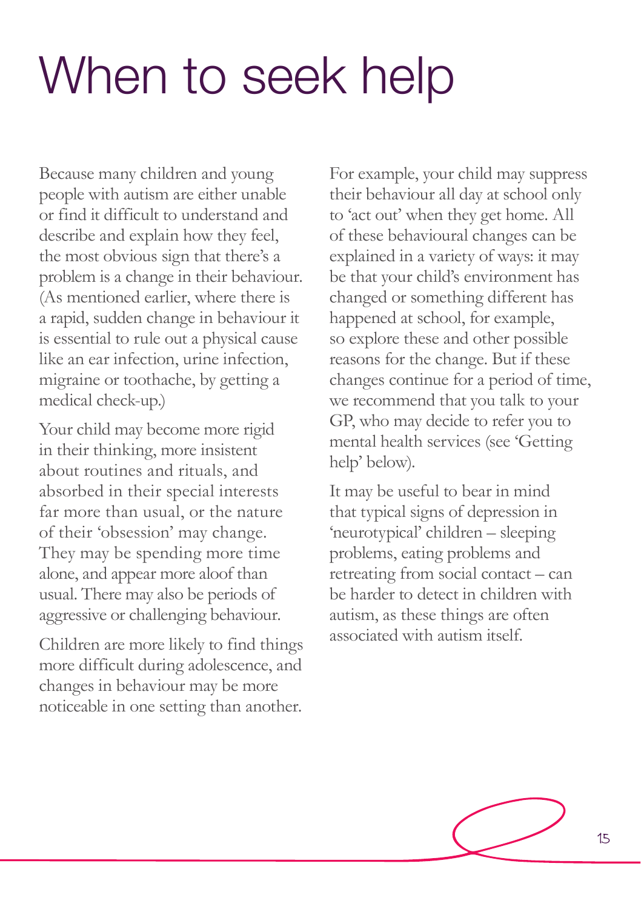# When to seek help

Because many children and young people with autism are either unable or find it difficult to understand and describe and explain how they feel, the most obvious sign that there's a problem is a change in their behaviour. (As mentioned earlier, where there is a rapid, sudden change in behaviour it is essential to rule out a physical cause like an ear infection, urine infection, migraine or toothache, by getting a medical check-up.)

Your child may become more rigid in their thinking, more insistent about routines and rituals, and absorbed in their special interests far more than usual, or the nature of their 'obsession' may change. They may be spending more time alone, and appear more aloof than usual. There may also be periods of aggressive or challenging behaviour.

Children are more likely to find things more difficult during adolescence, and changes in behaviour may be more noticeable in one setting than another. For example, your child may suppress their behaviour all day at school only to 'act out' when they get home. All of these behavioural changes can be explained in a variety of ways: it may be that your child's environment has changed or something different has happened at school, for example, so explore these and other possible reasons for the change. But if these changes continue for a period of time, we recommend that you talk to your GP, who may decide to refer you to mental health services (see 'Getting help' below).

It may be useful to bear in mind that typical signs of depression in 'neurotypical' children – sleeping problems, eating problems and retreating from social contact – can be harder to detect in children with autism, as these things are often associated with autism itself.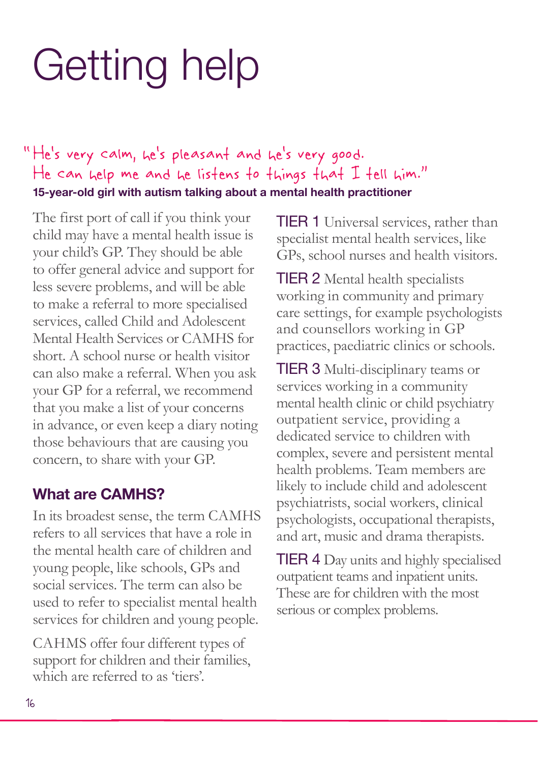# Getting help

"He's very calm, he's pleasant and he's very good. He can help me and he listens to things that I tell him."

**15-year-old girl with autism talking about a mental health practitioner**

The first port of call if you think your child may have a mental health issue is your child's GP. They should be able to offer general advice and support for less severe problems, and will be able to make a referral to more specialised services, called Child and Adolescent Mental Health Services or CAMHS for short. A school nurse or health visitor can also make a referral. When you ask your GP for a referral, we recommend that you make a list of your concerns in advance, or even keep a diary noting those behaviours that are causing you concern, to share with your GP.

## What are CAMHS?

In its broadest sense, the term CAMHS refers to all services that have a role in the mental health care of children and young people, like schools, GPs and social services. The term can also be used to refer to specialist mental health services for children and young people.

CAHMS offer four different types of support for children and their families, which are referred to as 'tiers'.

TIER 1 Universal services, rather than specialist mental health services, like GPs, school nurses and health visitors.

TIER 2 Mental health specialists working in community and primary care settings, for example psychologists and counsellors working in GP practices, paediatric clinics or schools.

TIER 3 Multi-disciplinary teams or services working in a community mental health clinic or child psychiatry outpatient service, providing a dedicated service to children with complex, severe and persistent mental health problems. Team members are likely to include child and adolescent psychiatrists, social workers, clinical psychologists, occupational therapists, and art, music and drama therapists.

TIER 4 Day units and highly specialised outpatient teams and inpatient units. These are for children with the most serious or complex problems.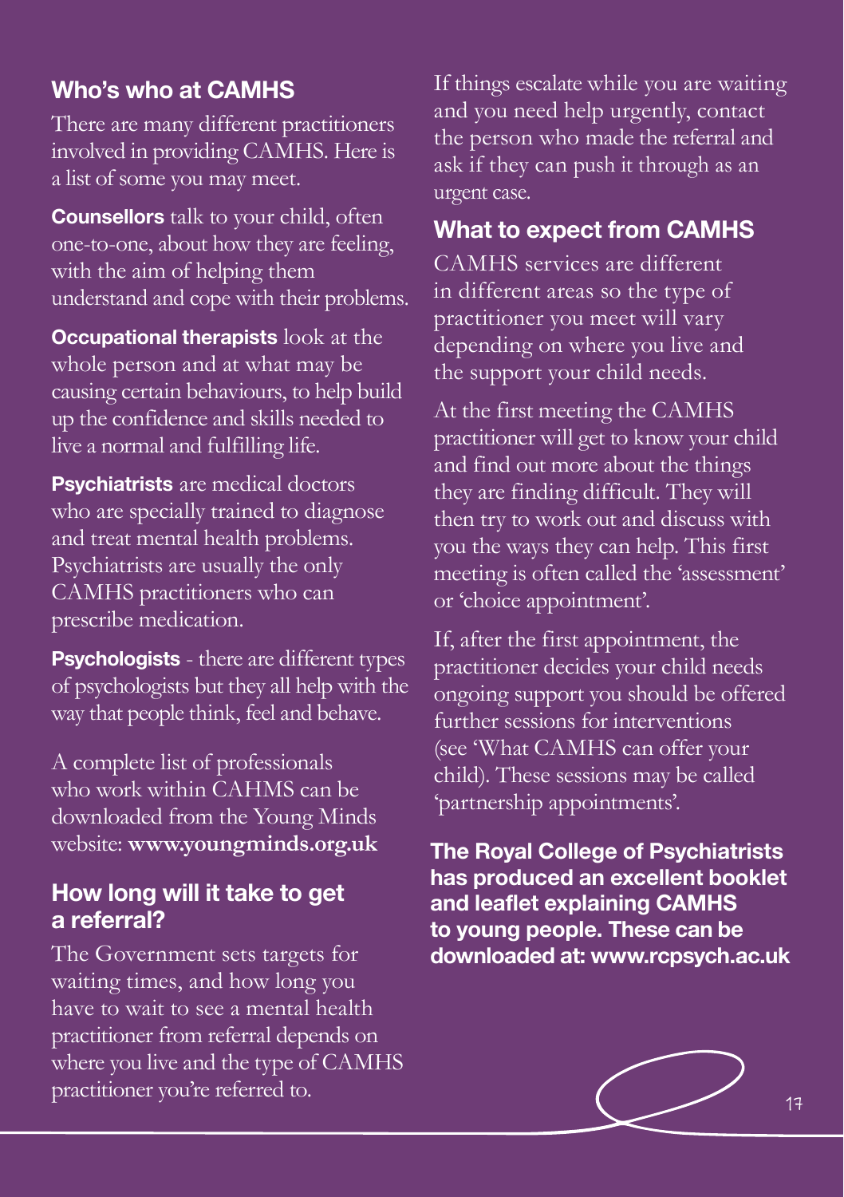## Who's who at CAMHS

There are many different practitioners involved in providing CAMHS. Here is a list of some you may meet.

**Counsellors** talk to your child, often one-to-one, about how they are feeling, with the aim of helping them understand and cope with their problems.

**Occupational therapists** look at the whole person and at what may be causing certain behaviours, to help build up the confidence and skills needed to live a normal and fulfilling life.

**Psychiatrists** are medical doctors who are specially trained to diagnose and treat mental health problems. Psychiatrists are usually the only CAMHS practitioners who can prescribe medication.

**Psychologists** - there are different types of psychologists but they all help with the way that people think, feel and behave.

A complete list of professionals who work within CAHMS can be downloaded from the Young Minds website: **www.youngminds.org.uk**

## How long will it take to get a referral?

The Government sets targets for waiting times, and how long you have to wait to see a mental health practitioner from referral depends on where you live and the type of CAMHS practitioner you're referred to.

If things escalate while you are waiting and you need help urgently, contact the person who made the referral and ask if they can push it through as an urgent case.

## What to expect from CAMHS

CAMHS services are different in different areas so the type of practitioner you meet will vary depending on where you live and the support your child needs.

At the first meeting the CAMHS practitioner will get to know your child and find out more about the things they are finding difficult. They will then try to work out and discuss with you the ways they can help. This first meeting is often called the 'assessment' or 'choice appointment'.

If, after the first appointment, the practitioner decides your child needs ongoing support you should be offered further sessions for interventions (see 'What CAMHS can offer your child). These sessions may be called 'partnership appointments'.

**The Royal College of Psychiatrists has produced an excellent booklet and leaflet explaining CAMHS to young people. These can be downloaded at: www.rcpsych.ac.uk**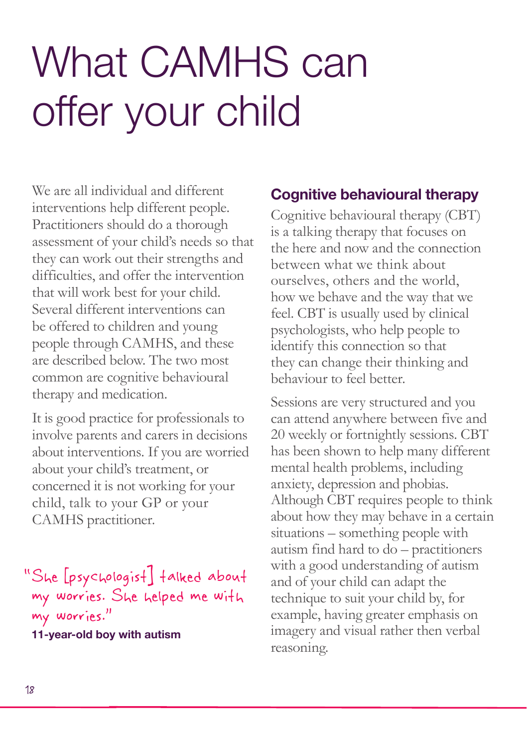# What CAMHS can offer your child

We are all individual and different interventions help different people. Practitioners should do a thorough assessment of your child's needs so that they can work out their strengths and difficulties, and offer the intervention that will work best for your child. Several different interventions can be offered to children and young people through CAMHS, and these are described below. The two most common are cognitive behavioural therapy and medication.

It is good practice for professionals to involve parents and carers in decisions about interventions. If you are worried about your child's treatment, or concerned it is not working for your child, talk to your GP or your CAMHS practitioner.

"She [psychologist] talked about my worries. She helped me with my worries."

**11-year-old boy with autism**

## Cognitive behavioural therapy

Cognitive behavioural therapy (CBT) is a talking therapy that focuses on the here and now and the connection between what we think about ourselves, others and the world, how we behave and the way that we feel. CBT is usually used by clinical psychologists, who help people to identify this connection so that they can change their thinking and behaviour to feel better.

Sessions are very structured and you can attend anywhere between five and 20 weekly or fortnightly sessions. CBT has been shown to help many different mental health problems, including anxiety, depression and phobias. Although CBT requires people to think about how they may behave in a certain situations – something people with autism find hard to do – practitioners with a good understanding of autism and of your child can adapt the technique to suit your child by, for example, having greater emphasis on imagery and visual rather then verbal reasoning.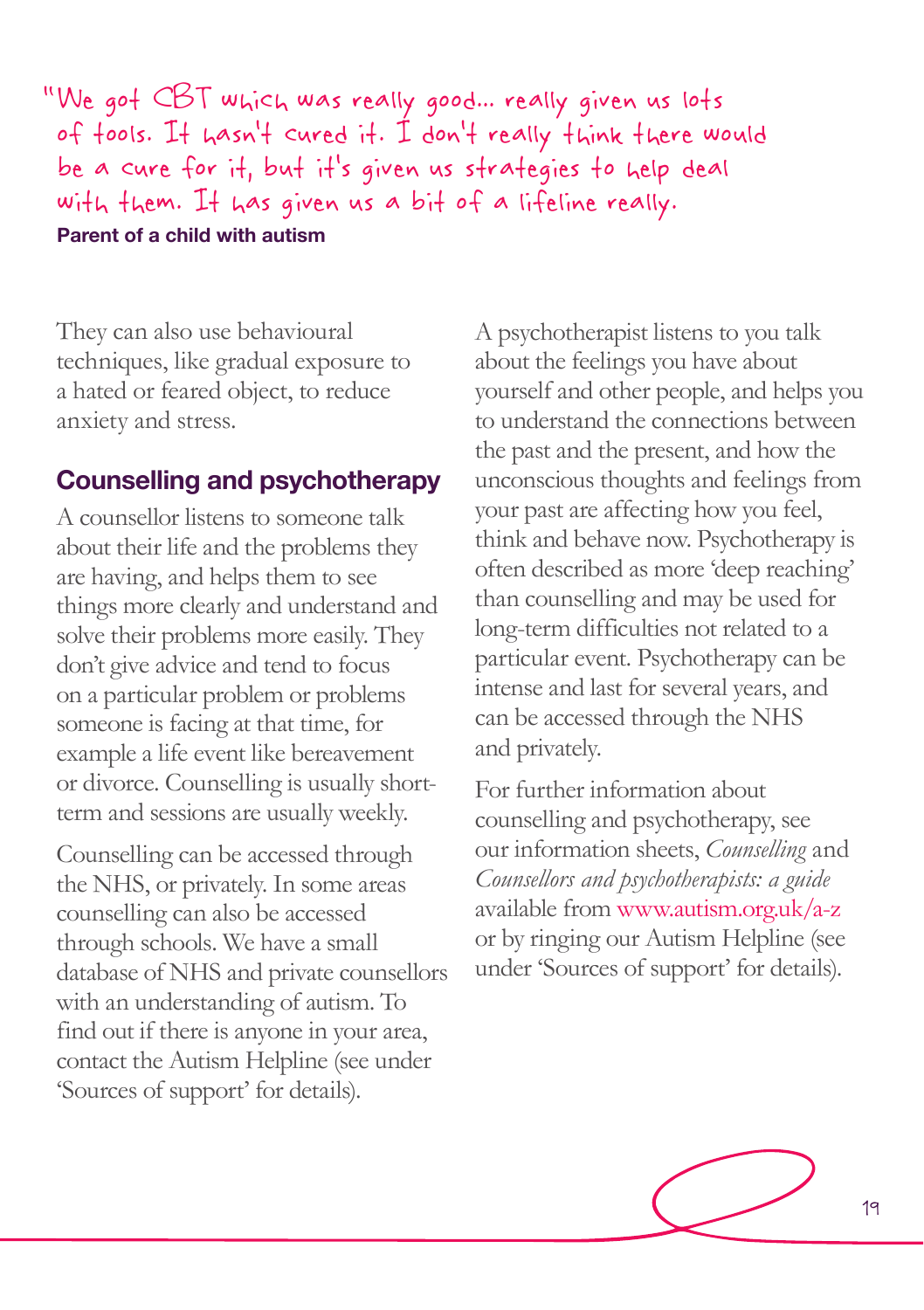"We got CBT which was really good… really given us lots of tools. It hasn't cured it. I don't really think there would be a cure for it, but it's given us strategies to help deal with them. It has given us a bit of a lifeline really.

**Parent of a child with autism**

They can also use behavioural techniques, like gradual exposure to a hated or feared object, to reduce anxiety and stress.

## Counselling and psychotherapy

A counsellor listens to someone talk about their life and the problems they are having, and helps them to see things more clearly and understand and solve their problems more easily. They don't give advice and tend to focus on a particular problem or problems someone is facing at that time, for example a life event like bereavement or divorce. Counselling is usually short-term and sessions are usually weekly.

Counselling can be accessed through the NHS, or privately. In some areas counselling can also be accessed through schools. We have a small database of NHS and private counsellors with an understanding of autism. To find out if there is anyone in your area, contact the Autism Helpline (see under 'Sources of support' for details).

A psychotherapist listens to you talk about the feelings you have about yourself and other people, and helps you to understand the connections between the past and the present, and how the unconscious thoughts and feelings from your past are affecting how you feel, think and behave now. Psychotherapy is often described as more 'deep reaching' than counselling and may be used for long-term difficulties not related to a particular event. Psychotherapy can be intense and last for several years, and can be accessed through the NHS and privately.

For further information about counselling and psychotherapy, see our information sheets, *Counselling* and *Counsellors and psychotherapists: a guide* available from www.autism.org.uk/a-z or by ringing our Autism Helpline (see under 'Sources of support' for details).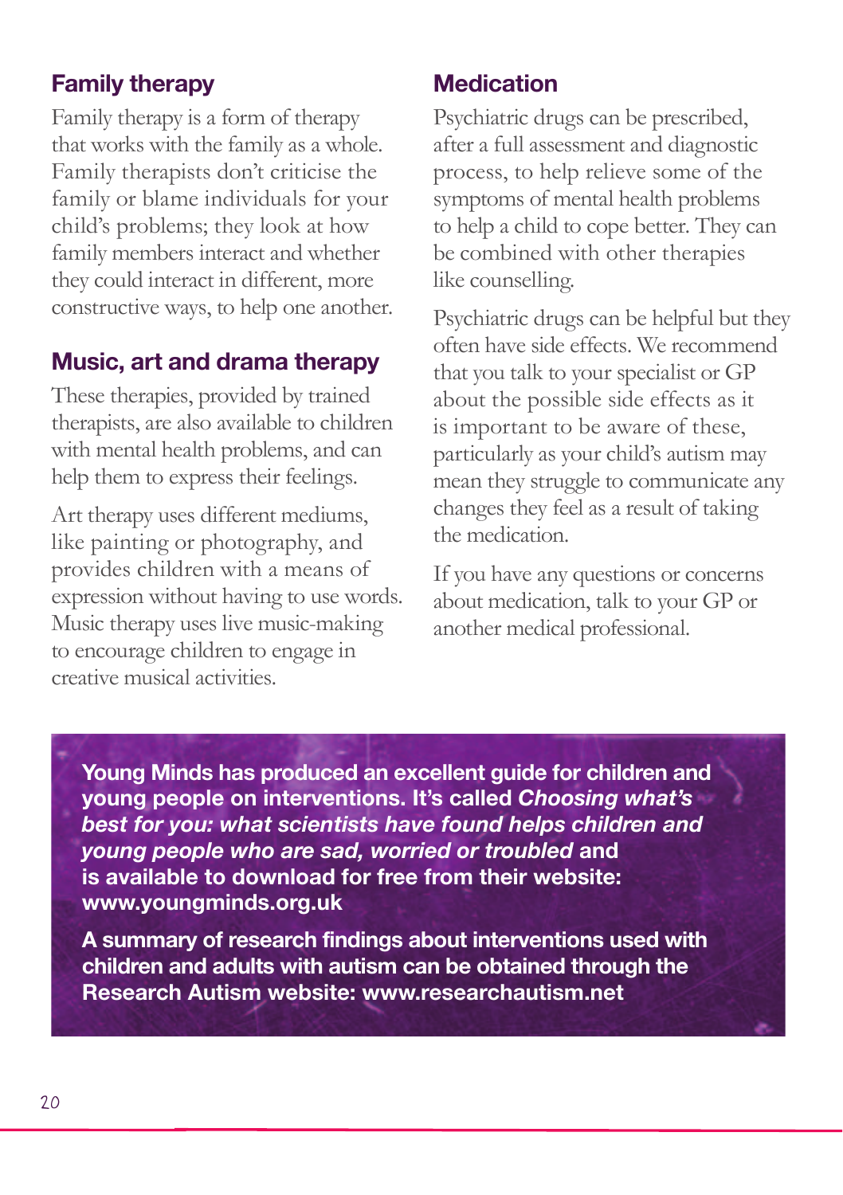## Family therapy

Family therapy is a form of therapy that works with the family as a whole. Family therapists don't criticise the family or blame individuals for your child's problems; they look at how family members interact and whether they could interact in different, more constructive ways, to help one another.

## Music, art and drama therapy

These therapies, provided by trained therapists, are also available to children with mental health problems, and can help them to express their feelings.

Art therapy uses different mediums, like painting or photography, and provides children with a means of expression without having to use words. Music therapy uses live music-making to encourage children to engage in creative musical activities.

## Medication

Psychiatric drugs can be prescribed, after a full assessment and diagnostic process, to help relieve some of the symptoms of mental health problems to help a child to cope better. They can be combined with other therapies like counselling.

Psychiatric drugs can be helpful but they often have side effects. We recommend that you talk to your specialist or GP about the possible side effects as it is important to be aware of these, particularly as your child's autism may mean they struggle to communicate any changes they feel as a result of taking the medication.

If you have any questions or concerns about medication, talk to your GP or another medical professional.

**Young Minds has produced an excellent guide for children and young people on interventions. It's called *Choosing what's best for you: what scientists have found helps children and young people who are sad, worried or troubled* and is available to download for free from their website: www.youngminds.org.uk**

**A summary of research findings about interventions used with children and adults with autism can be obtained through the Research Autism website: www.researchautism.net**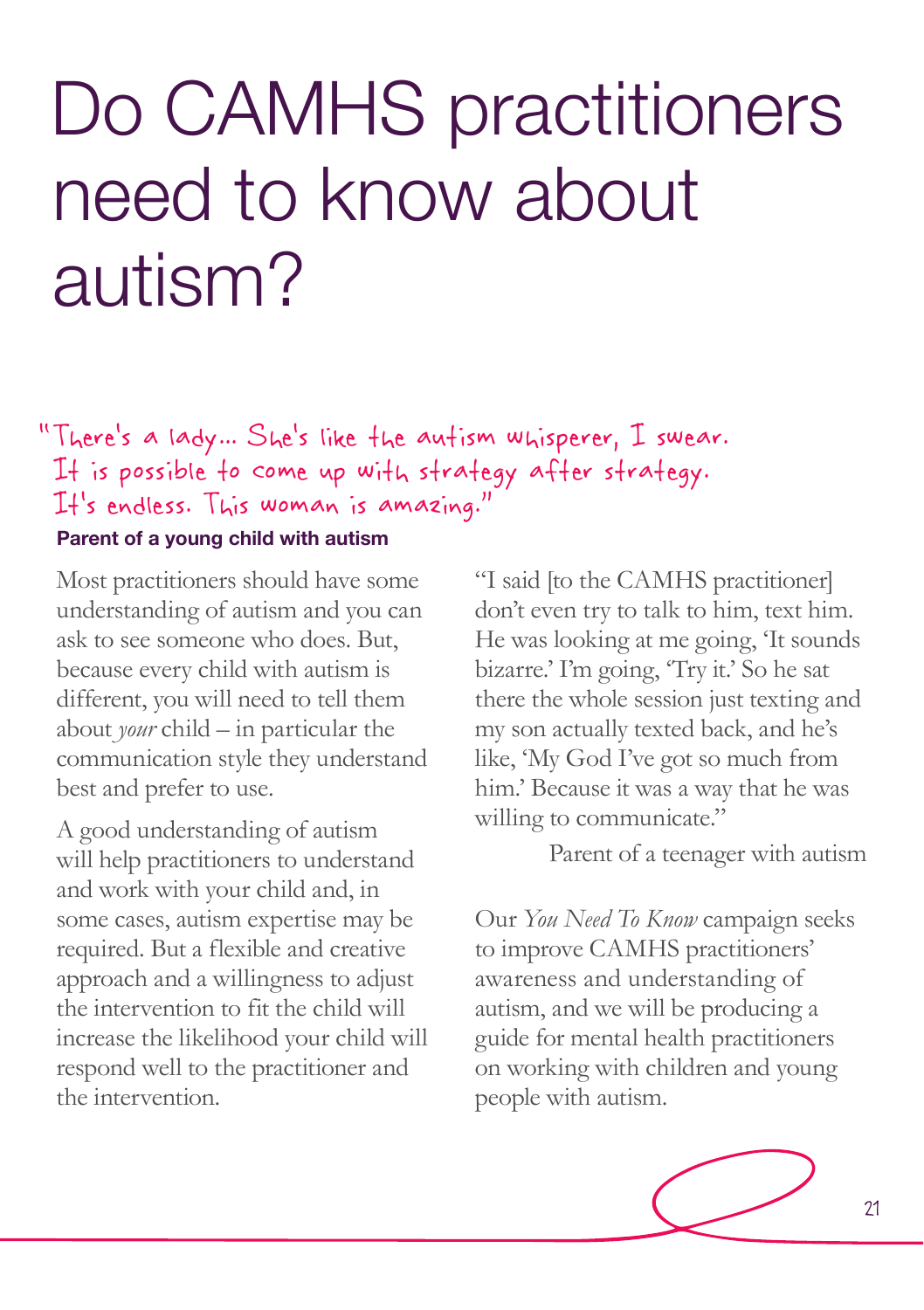# Do CAMHS practitioners need to know about autism?

"There's a lady... She's like the autism whisperer, I swear. It is possible to come up with strategy after strategy. It's endless. This woman is amazing."

**Parent of a young child with autism**

Most practitioners should have some understanding of autism and you can ask to see someone who does. But, because every child with autism is different, you will need to tell them about *your* child – in particular the communication style they understand best and prefer to use.

A good understanding of autism will help practitioners to understand and work with your child and, in some cases, autism expertise may be required. But a flexible and creative approach and a willingness to adjust the intervention to fit the child will increase the likelihood your child will respond well to the practitioner and the intervention.

"I said [to the CAMHS practitioner] don't even try to talk to him, text him. He was looking at me going, 'It sounds bizarre.' I'm going, 'Try it.' So he sat there the whole session just texting and my son actually texted back, and he's like, 'My God I've got so much from him.' Because it was a way that he was willing to communicate."

Parent of a teenager with autism

Our *You Need To Know* campaign seeks to improve CAMHS practitioners' awareness and understanding of autism, and we will be producing a guide for mental health practitioners on working with children and young people with autism.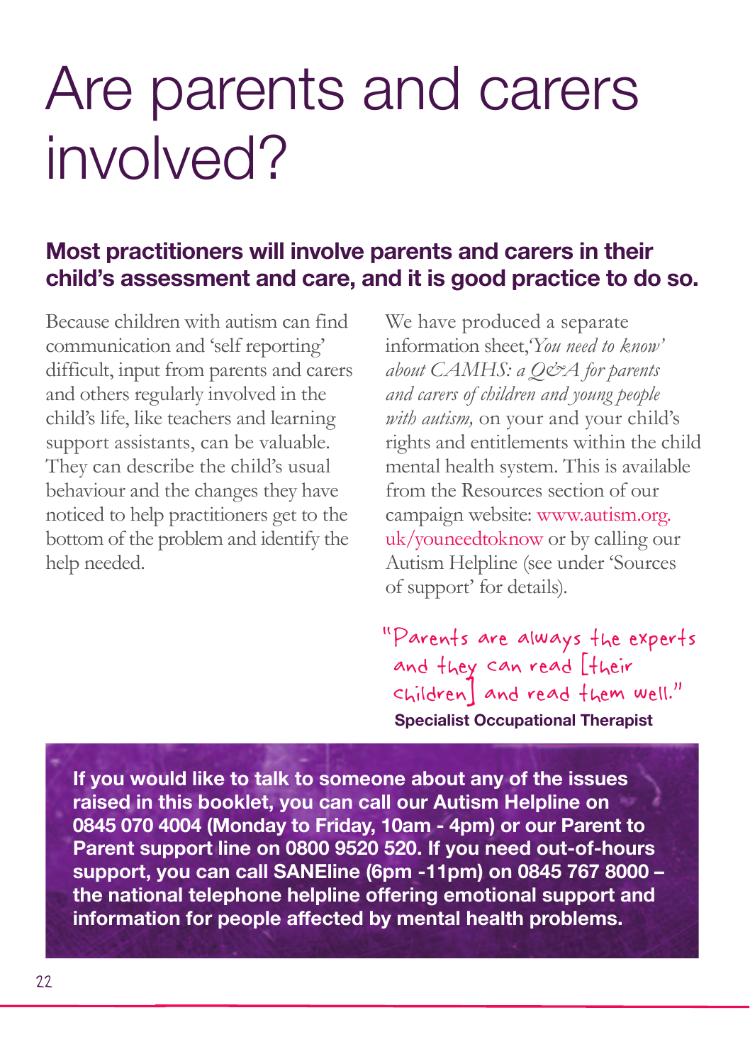# Are parents and carers involved?

**Most practitioners will involve parents and carers in their child's assessment and care, and it is good practice to do so.**

Because children with autism can find communication and 'self reporting' difficult, input from parents and carers and others regularly involved in the child's life, like teachers and learning support assistants, can be valuable. They can describe the child's usual behaviour and the changes they have noticed to help practitioners get to the bottom of the problem and identify the help needed.

We have produced a separate information sheet,*'You need to know' about CAMHS: a Q&A for parents and carers of children and young people with autism,* on your and your child's rights and entitlements within the child mental health system. This is available from the Resources section of our campaign website: www.autism.org.uk/youneedtoknow or by calling our Autism Helpline (see under 'Sources of support' for details).

"Parents are always the experts and they can read [their children] and read them well."
**Specialist Occupational Therapist**

**If you would like to talk to someone about any of the issues raised in this booklet, you can call our Autism Helpline on 0845 070 4004 (Monday to Friday, 10am - 4pm) or our Parent to Parent support line on 0800 9520 520. If you need out-of-hours support, you can call SANEline (6pm -11pm) on 0845 767 8000 – the national telephone helpline offering emotional support and information for people affected by mental health problems.**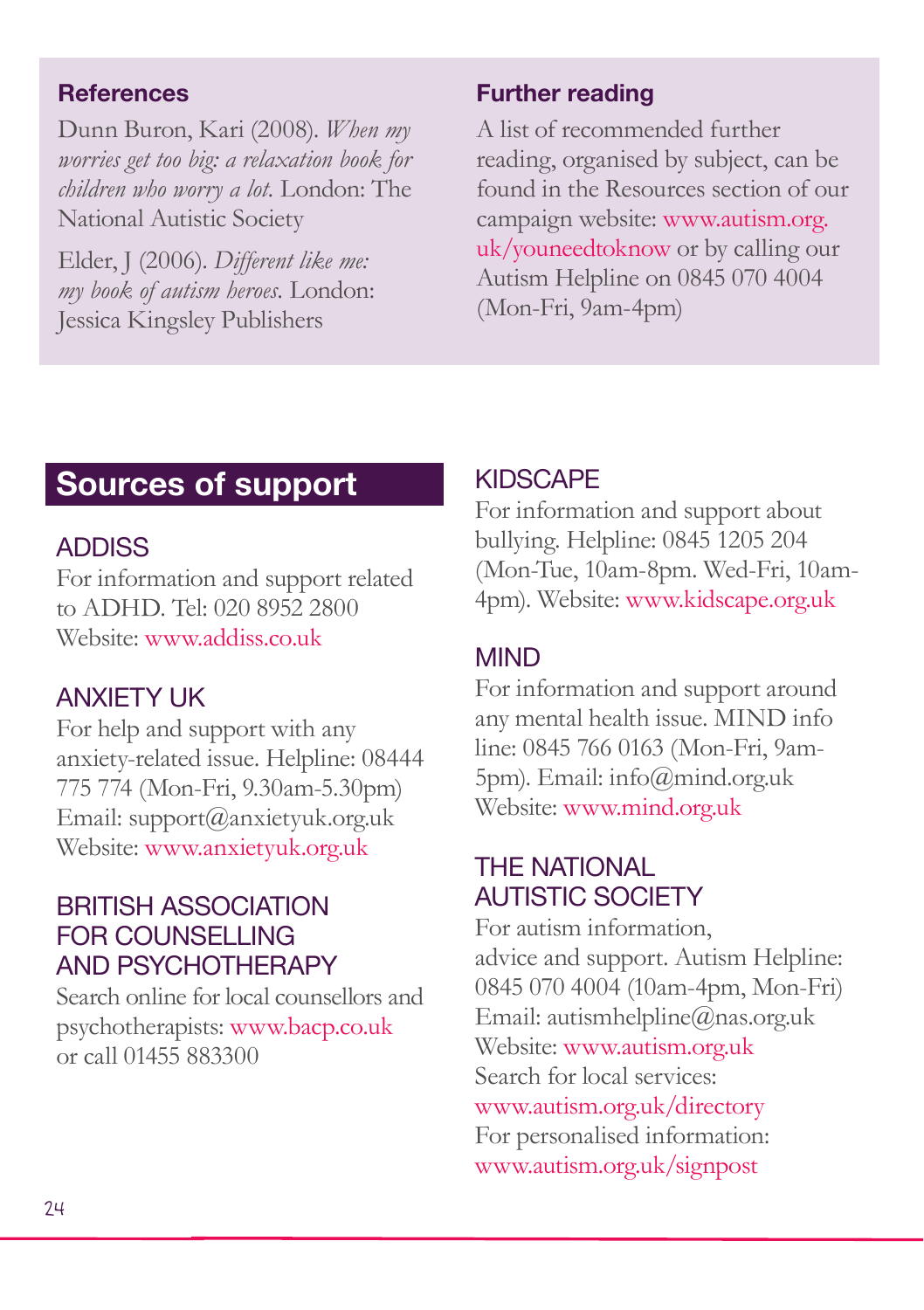## References

Dunn Buron, Kari (2008). *When my worries get too big: a relaxation book for children who worry a lot*. London: The National Autistic Society

Elder, J (2006). *Different like me: my book of autism heroes*. London: Jessica Kingsley Publishers

## Further reading

A list of recommended further reading, organised by subject, can be found in the Resources section of our campaign website: www.autism.org.uk/youneedtoknow or by calling our Autism Helpline on 0845 070 4004 (Mon-Fri, 9am-4pm)

## Sources of support

### ADDISS

For information and support related to ADHD. Tel: 020 8952 2800
Website: www.addiss.co.uk

### ANXIETY UK

For help and support with any anxiety-related issue. Helpline: 08444 775 774 (Mon-Fri, 9.30am-5.30pm)
Email: support@anxietyuk.org.uk
Website: www.anxietyuk.org.uk

### BRITISH ASSOCIATION FOR COUNSELLING AND PSYCHOTHERAPY

Search online for local counsellors and psychotherapists: www.bacp.co.uk or call 01455 883300

### KIDSCAPE

For information and support about bullying. Helpline: 0845 1205 204 (Mon-Tue, 10am-8pm. Wed-Fri, 10am-4pm). Website: www.kidscape.org.uk

### MIND

For information and support around any mental health issue. MIND info line: 0845 766 0163 (Mon-Fri, 9am-5pm). Email: info@mind.org.uk
Website: www.mind.org.uk

### THE NATIONAL AUTISTIC SOCIETY

For autism information, advice and support. Autism Helpline: 0845 070 4004 (10am-4pm, Mon-Fri)
Email: autismhelpline@nas.org.uk
Website: www.autism.org.uk
Search for local services:
www.autism.org.uk/directory
For personalised information:
www.autism.org.uk/signpost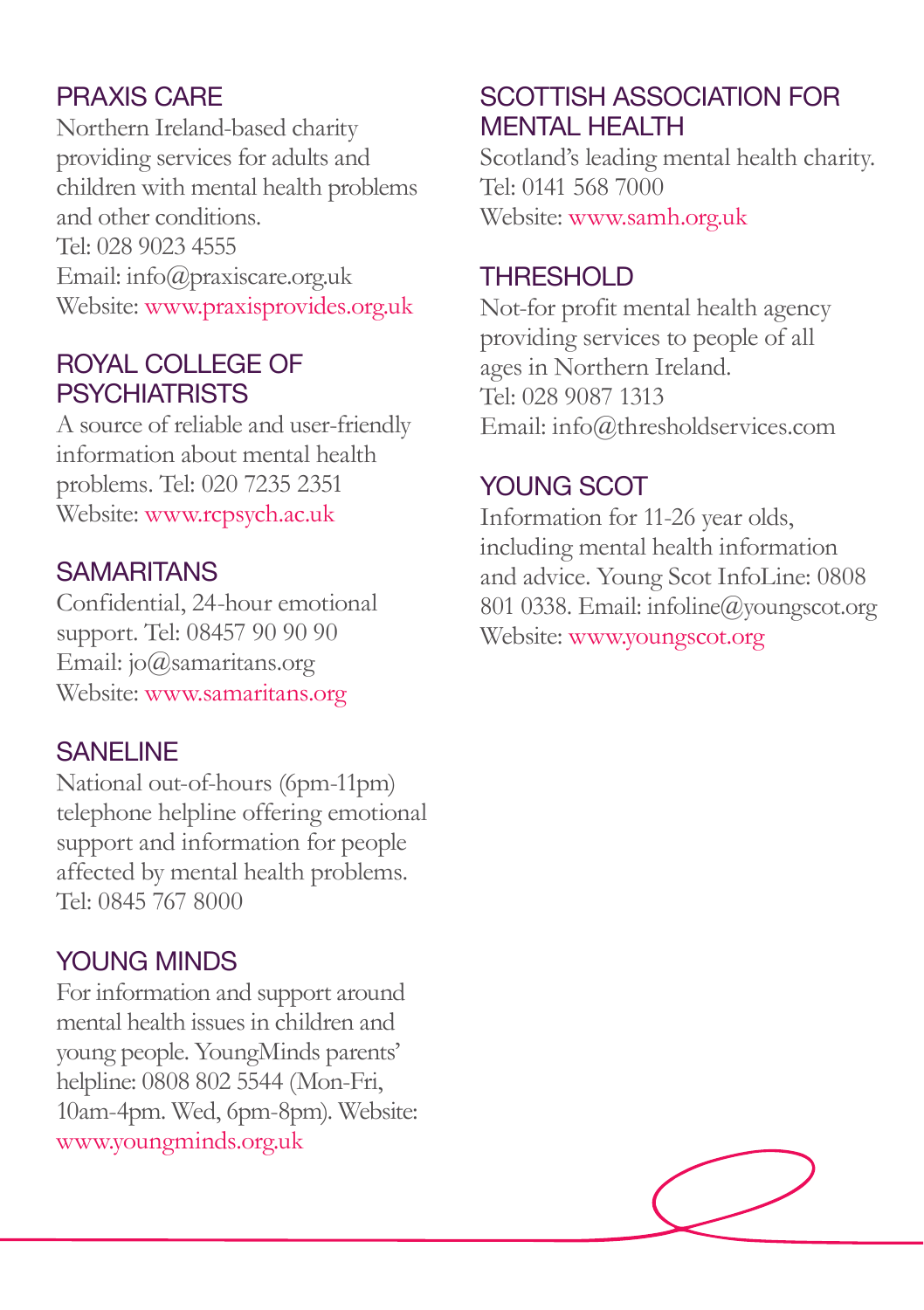## PRAXIS CARE

Northern Ireland-based charity providing services for adults and children with mental health problems and other conditions.
Tel: 028 9023 4555
Email: info@praxiscare.org.uk
Website: www.praxisprovides.org.uk

## ROYAL COLLEGE OF PSYCHIATRISTS

A source of reliable and user-friendly information about mental health problems. Tel: 020 7235 2351
Website: www.rcpsych.ac.uk

## SAMARITANS

Confidential, 24-hour emotional support. Tel: 08457 90 90 90
Email: jo@samaritans.org
Website: www.samaritans.org

## SANELINE

National out-of-hours (6pm-11pm) telephone helpline offering emotional support and information for people affected by mental health problems.
Tel: 0845 767 8000

## YOUNG MINDS

For information and support around mental health issues in children and young people. YoungMinds parents' helpline: 0808 802 5544 (Mon-Fri, 10am-4pm. Wed, 6pm-8pm). Website: www.youngminds.org.uk

## SCOTTISH ASSOCIATION FOR MENTAL HEALTH

Scotland's leading mental health charity.
Tel: 0141 568 7000
Website: www.samh.org.uk

## THRESHOLD

Not-for profit mental health agency providing services to people of all ages in Northern Ireland.
Tel: 028 9087 1313
Email: info@thresholdservices.com

## YOUNG SCOT

Information for 11-26 year olds, including mental health information and advice. Young Scot InfoLine: 0808 801 0338. Email: infoline@youngscot.org
Website: www.youngscot.org